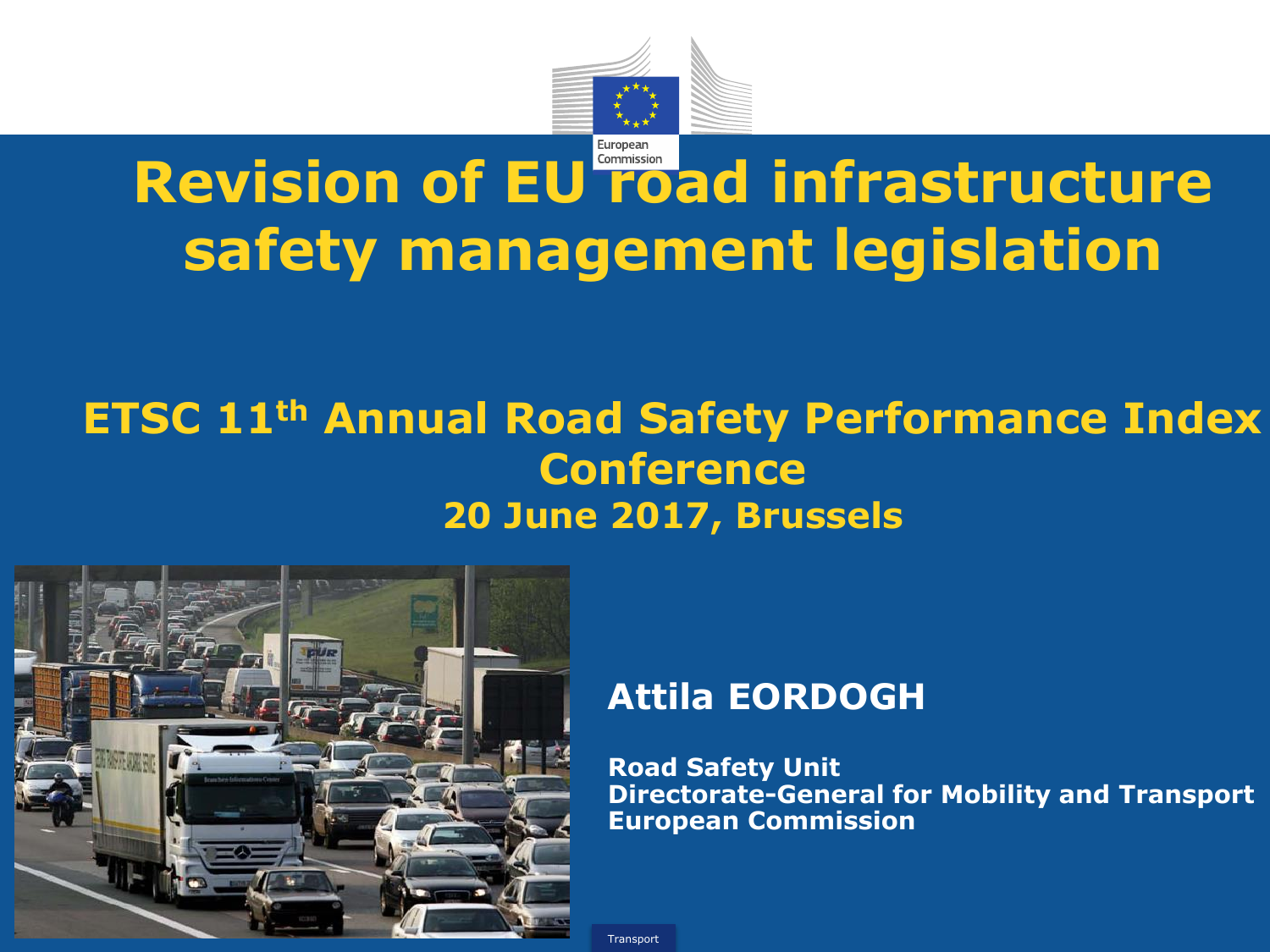# Revision of EU road infrastructure safety management legislation

## ETSC 11th Annual Road Safety Performance Index Conference

**20 June 2017, Brussels**

**Attila EORDOGH**

**Road Safety Unit**
**Directorate-General for Mobility and Transport**
**European Commission**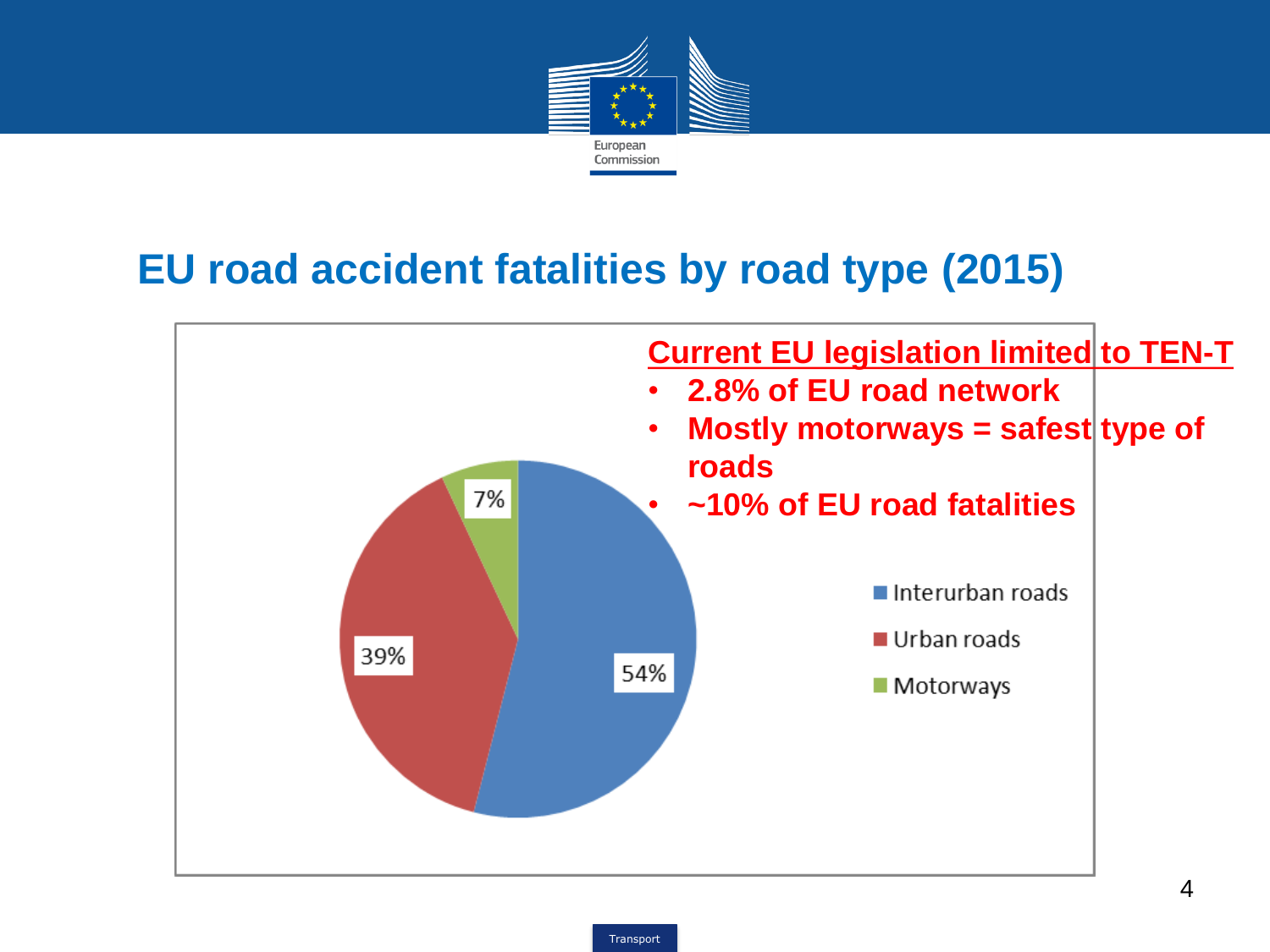# EU road accident fatalities by road type (2015)

**Current EU legislation limited to TEN-T**

- **2.8% of EU road network**
- **Mostly motorways = safest type of roads**
- **~10% of EU road fatalities**

| Road type | Share of fatalities |
| --- | --- |
| Interurban roads | 54% |
| Urban roads | 39% |
| Motorways | 7% |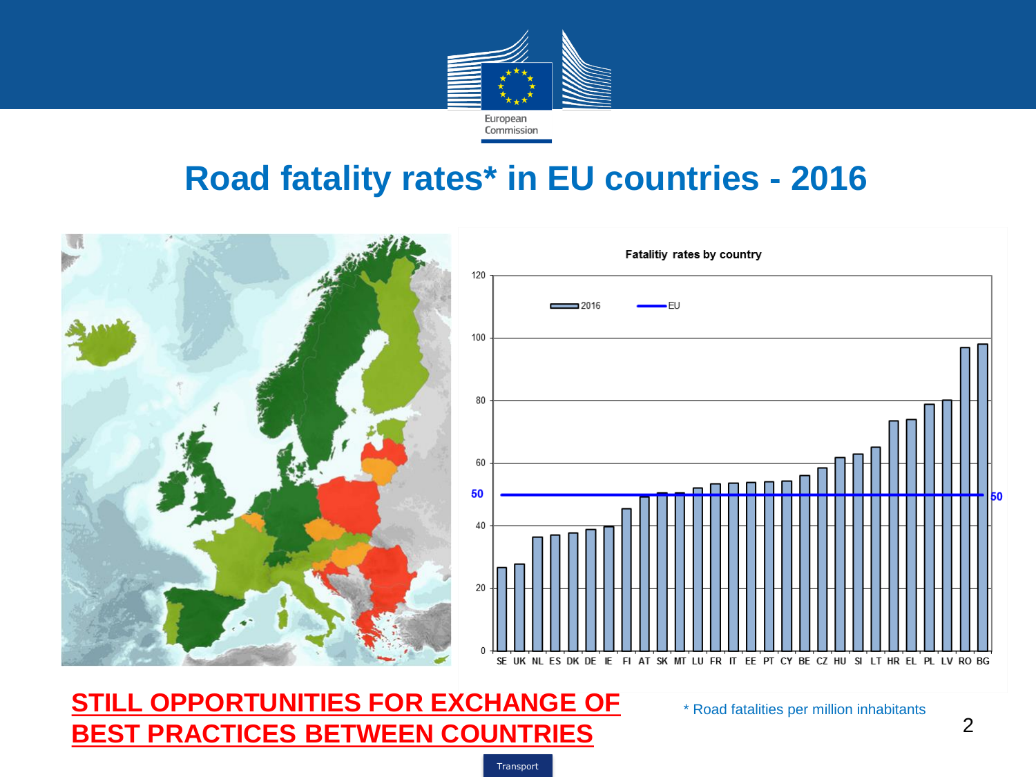# Road fatality rates* in EU countries - 2016

Fatalitiy rates by country

**STILL OPPORTUNITIES FOR EXCHANGE OF BEST PRACTICES BETWEEN COUNTRIES**

\* Road fatalities per million inhabitants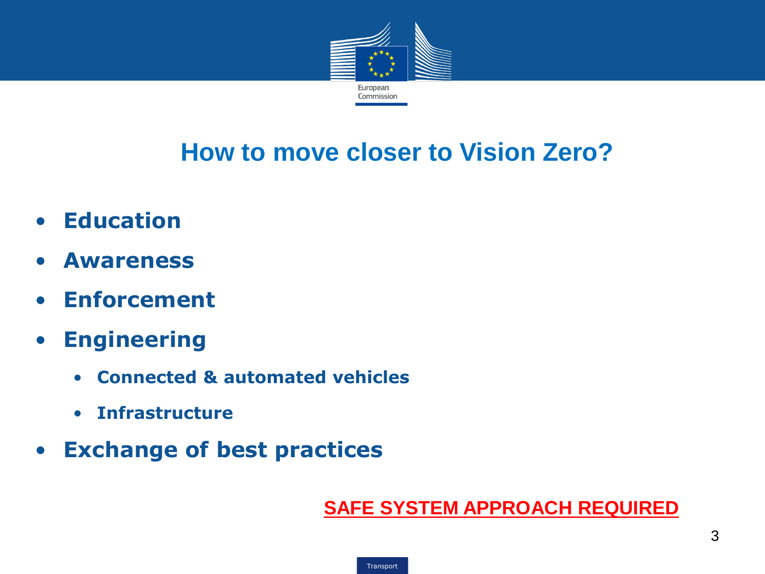# How to move closer to Vision Zero?

- **Education**
- **Awareness**
- **Enforcement**
- **Engineering**
  - **Connected & automated vehicles**
  - **Infrastructure**
- **Exchange of best practices**

**SAFE SYSTEM APPROACH REQUIRED**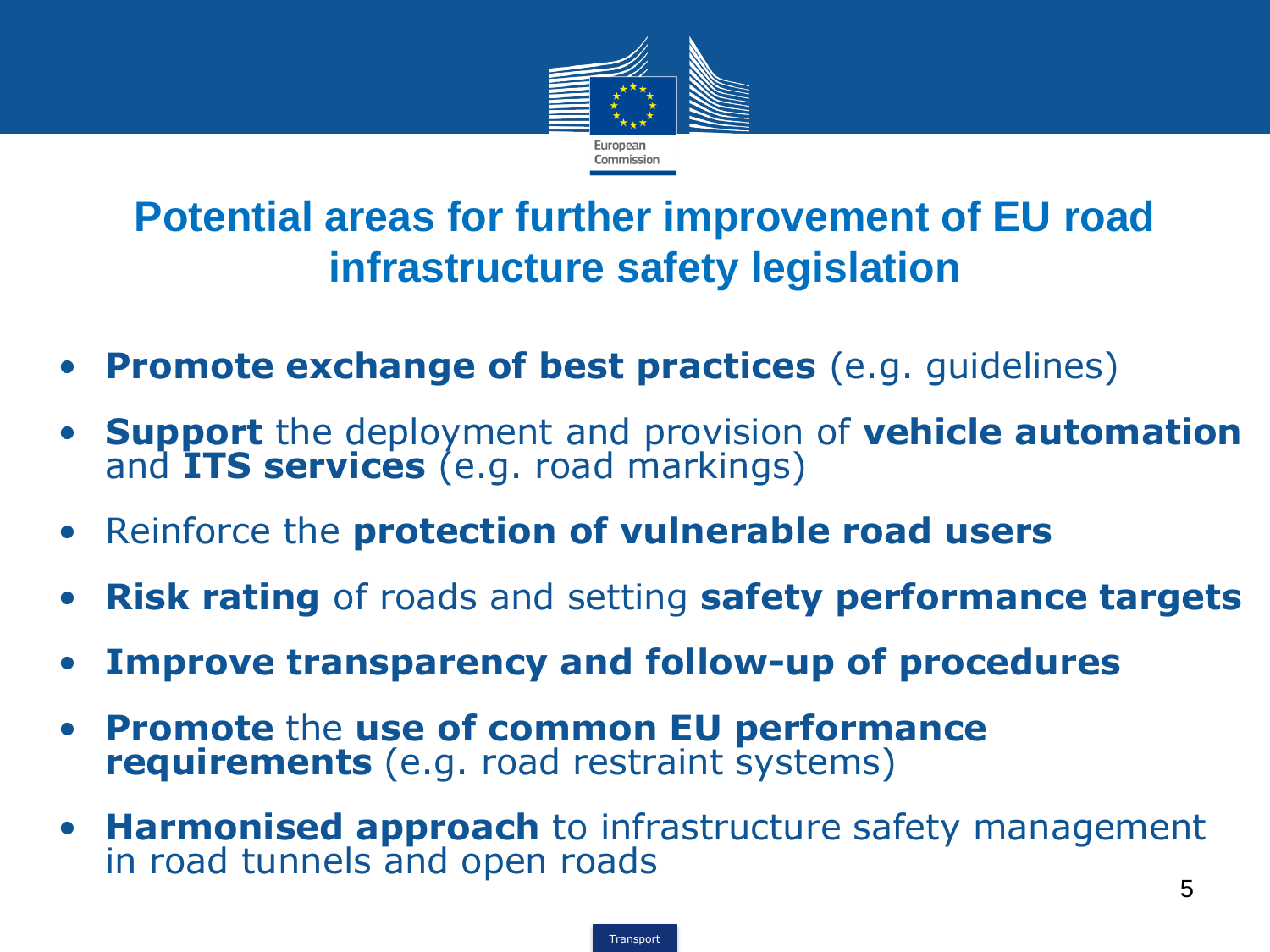# Potential areas for further improvement of EU road infrastructure safety legislation

- **Promote exchange of best practices** (e.g. guidelines)
- **Support** the deployment and provision of **vehicle automation** and **ITS services** (e.g. road markings)
- Reinforce the **protection of vulnerable road users**
- **Risk rating** of roads and setting **safety performance targets**
- **Improve transparency and follow-up of procedures**
- **Promote** the **use of common EU performance requirements** (e.g. road restraint systems)
- **Harmonised approach** to infrastructure safety management in road tunnels and open roads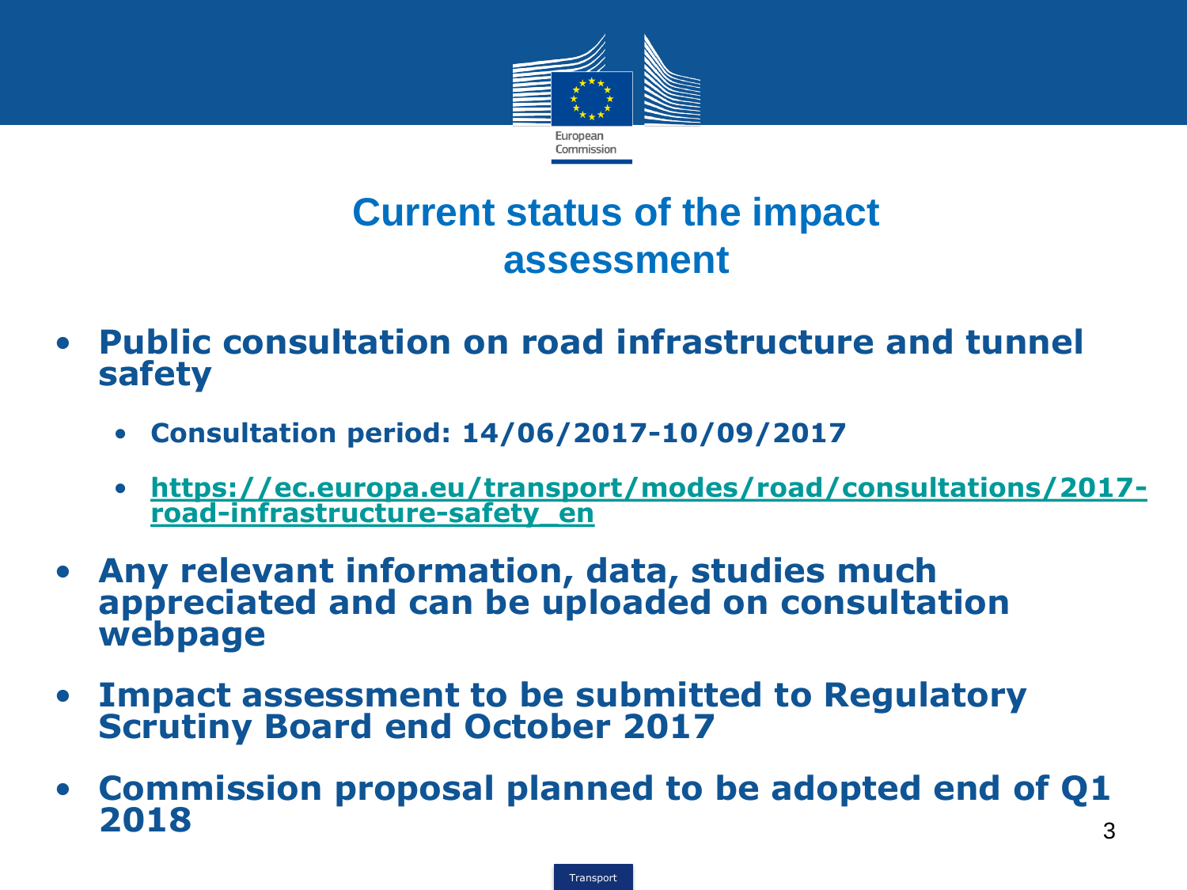## Current status of the impact assessment

- **Public consultation on road infrastructure and tunnel safety**
  - **Consultation period: 14/06/2017-10/09/2017**
  - **https://ec.europa.eu/transport/modes/road/consultations/2017-road-infrastructure-safety_en**
- **Any relevant information, data, studies much appreciated and can be uploaded on consultation webpage**
- **Impact assessment to be submitted to Regulatory Scrutiny Board end October 2017**
- **Commission proposal planned to be adopted end of Q1 2018**